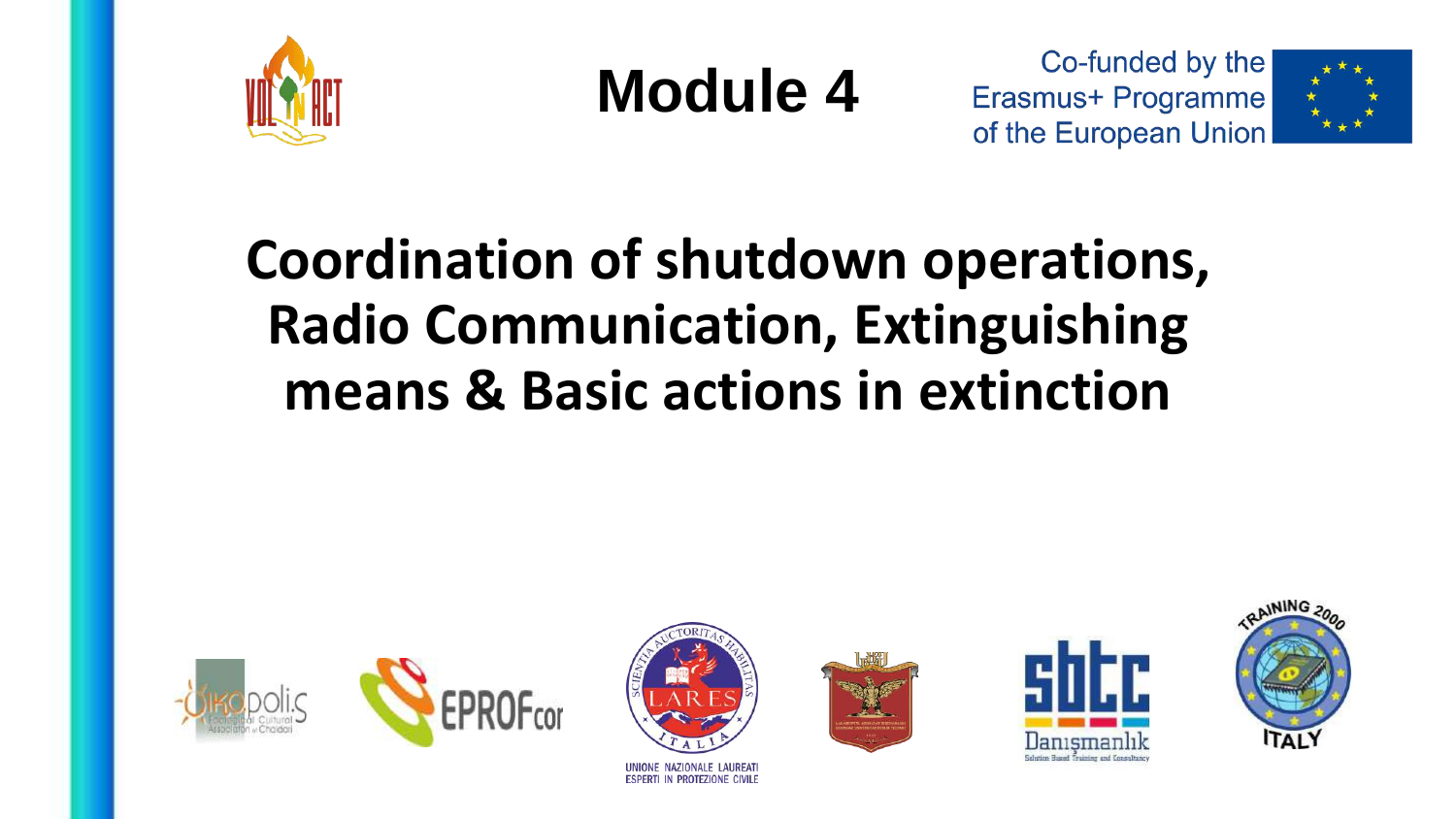# Module 4

Co-funded by the Erasmus+ Programme of the European Union

## Coordination of shutdown operations, Radio Communication, Extinguishing means & Basic actions in extinction

UNIONE NAZIONALE LAUREATI ESPERTI IN PROTEZIONE CIVILE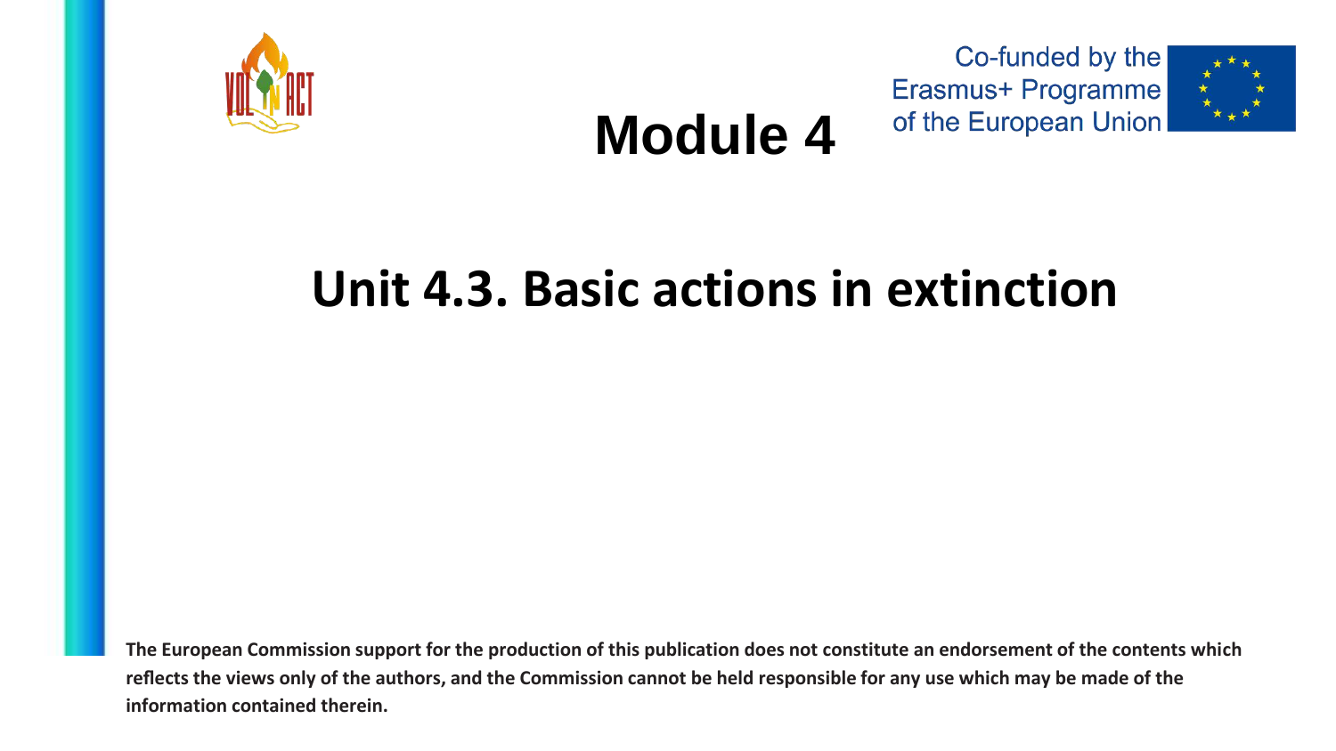Co-funded by the Erasmus+ Programme of the European Union

# Module 4

## Unit 4.3. Basic actions in extinction

**The European Commission support for the production of this publication does not constitute an endorsement of the contents which reflects the views only of the authors, and the Commission cannot be held responsible for any use which may be made of the information contained therein.**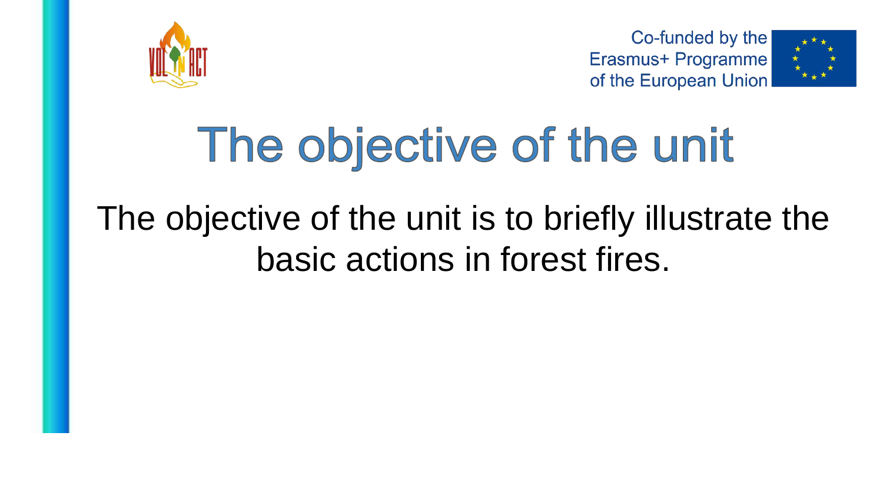# The objective of the unit

The objective of the unit is to briefly illustrate the basic actions in forest fires.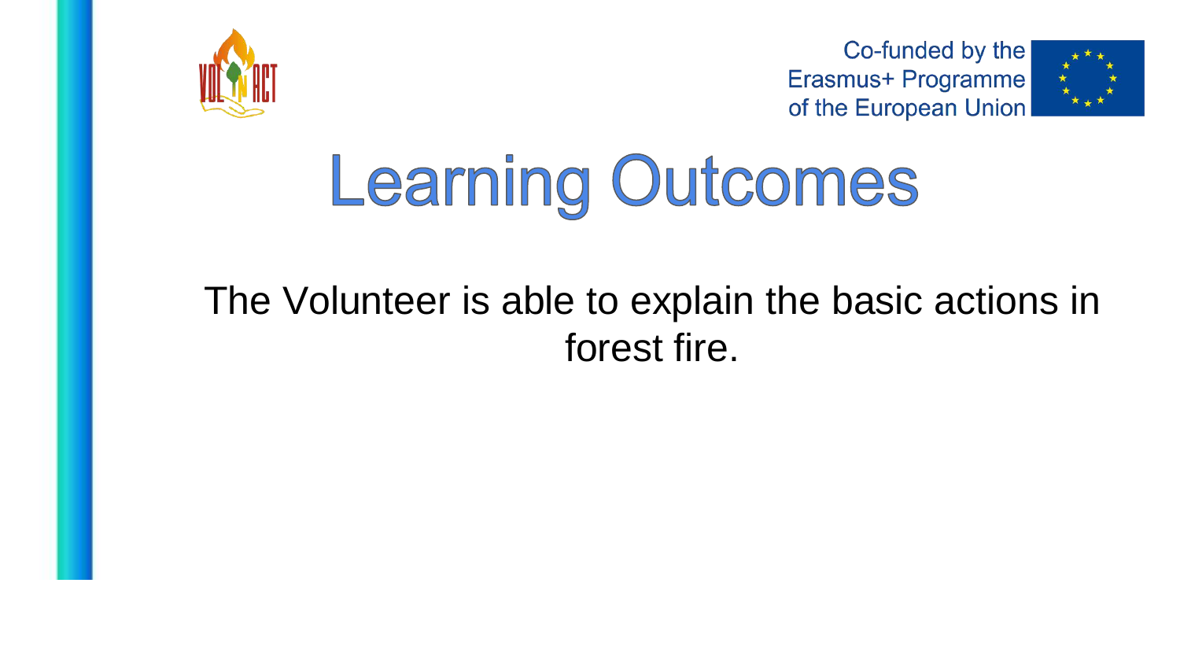# Learning Outcomes

The Volunteer is able to explain the basic actions in forest fire.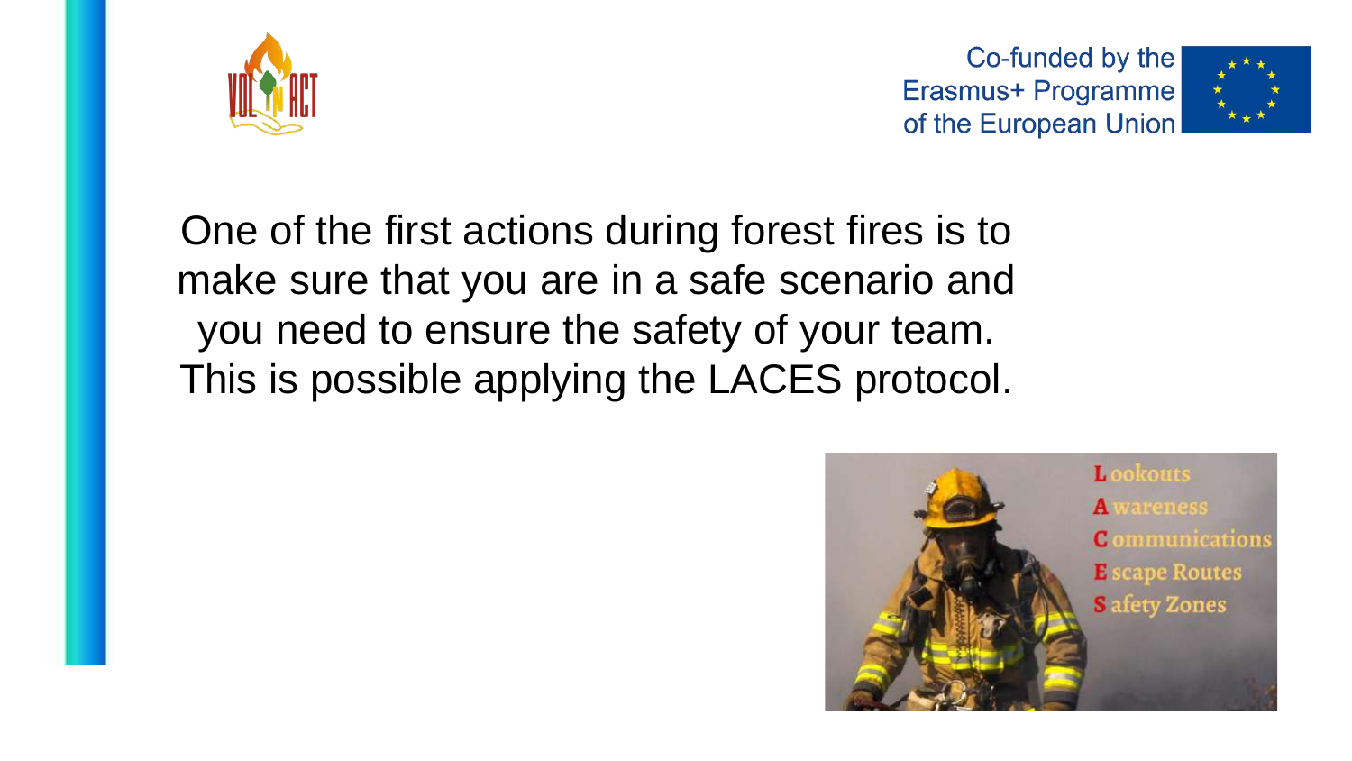One of the first actions during forest fires is to make sure that you are in a safe scenario and you need to ensure the safety of your team. This is possible applying the LACES protocol.

- **L**ookouts
- **A**wareness
- **C**ommunications
- **E**scape Routes
- **S**afety Zones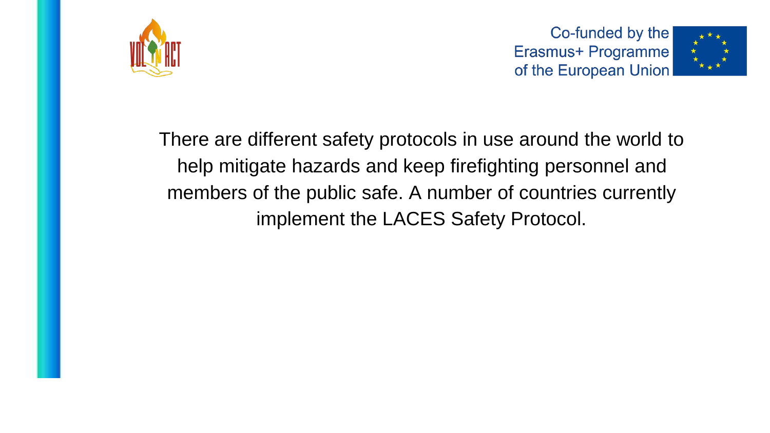There are different safety protocols in use around the world to help mitigate hazards and keep firefighting personnel and members of the public safe. A number of countries currently implement the LACES Safety Protocol.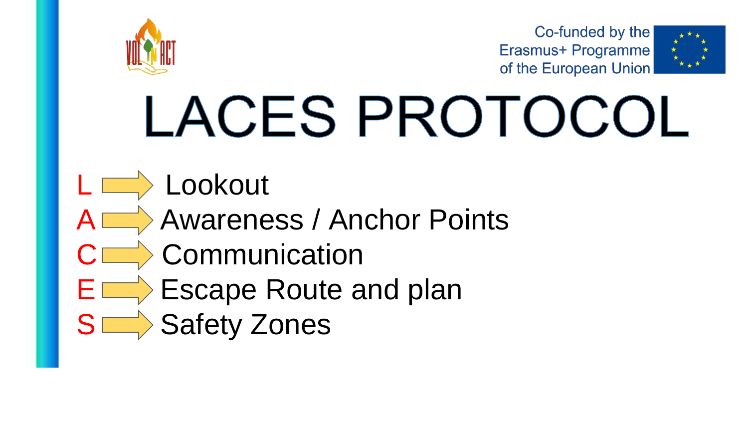Co-funded by the Erasmus+ Programme of the European Union

# LACES PROTOCOL

- L ⇒ Lookout
- A ⇒ Awareness / Anchor Points
- C ⇒ Communication
- E ⇒ Escape Route and plan
- S ⇒ Safety Zones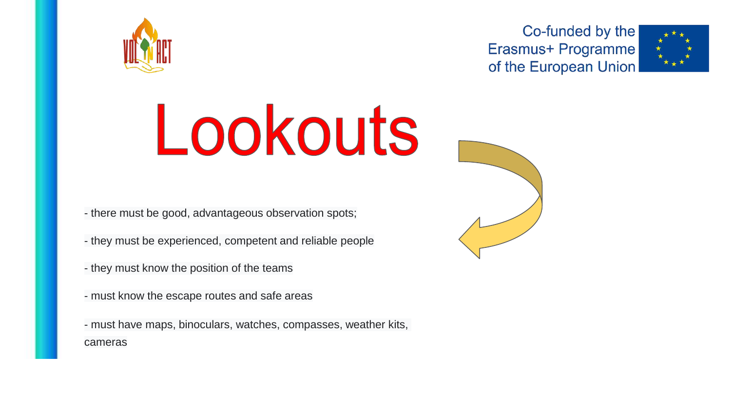# Lookouts

- there must be good, advantageous observation spots;
- they must be experienced, competent and reliable people
- they must know the position of the teams
- must know the escape routes and safe areas
- must have maps, binoculars, watches, compasses, weather kits, cameras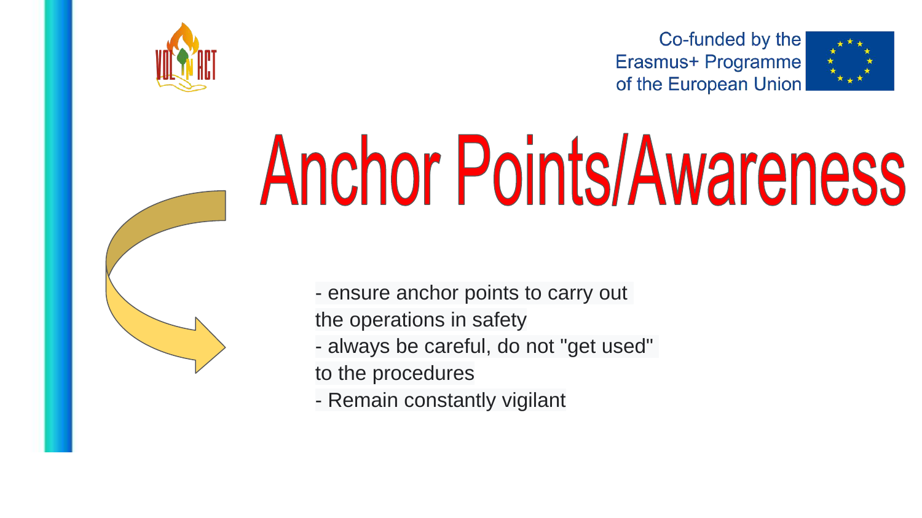# Anchor Points/Awareness

- ensure anchor points to carry out the operations in safety
- always be careful, do not "get used" to the procedures
- Remain constantly vigilant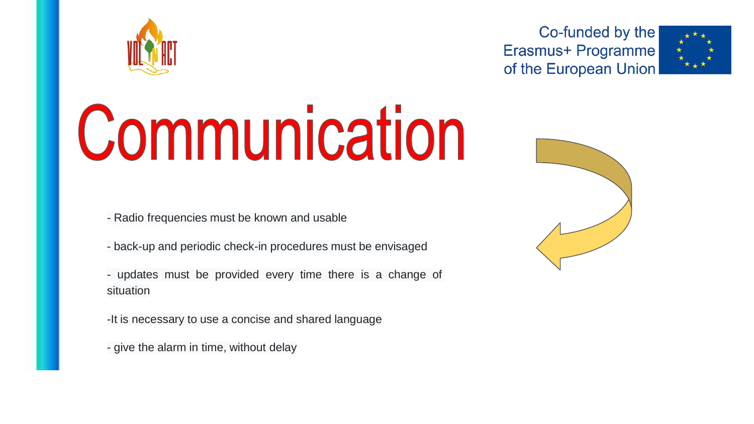# Communication

- Radio frequencies must be known and usable
- back-up and periodic check-in procedures must be envisaged
- updates must be provided every time there is a change of situation
- It is necessary to use a concise and shared language
- give the alarm in time, without delay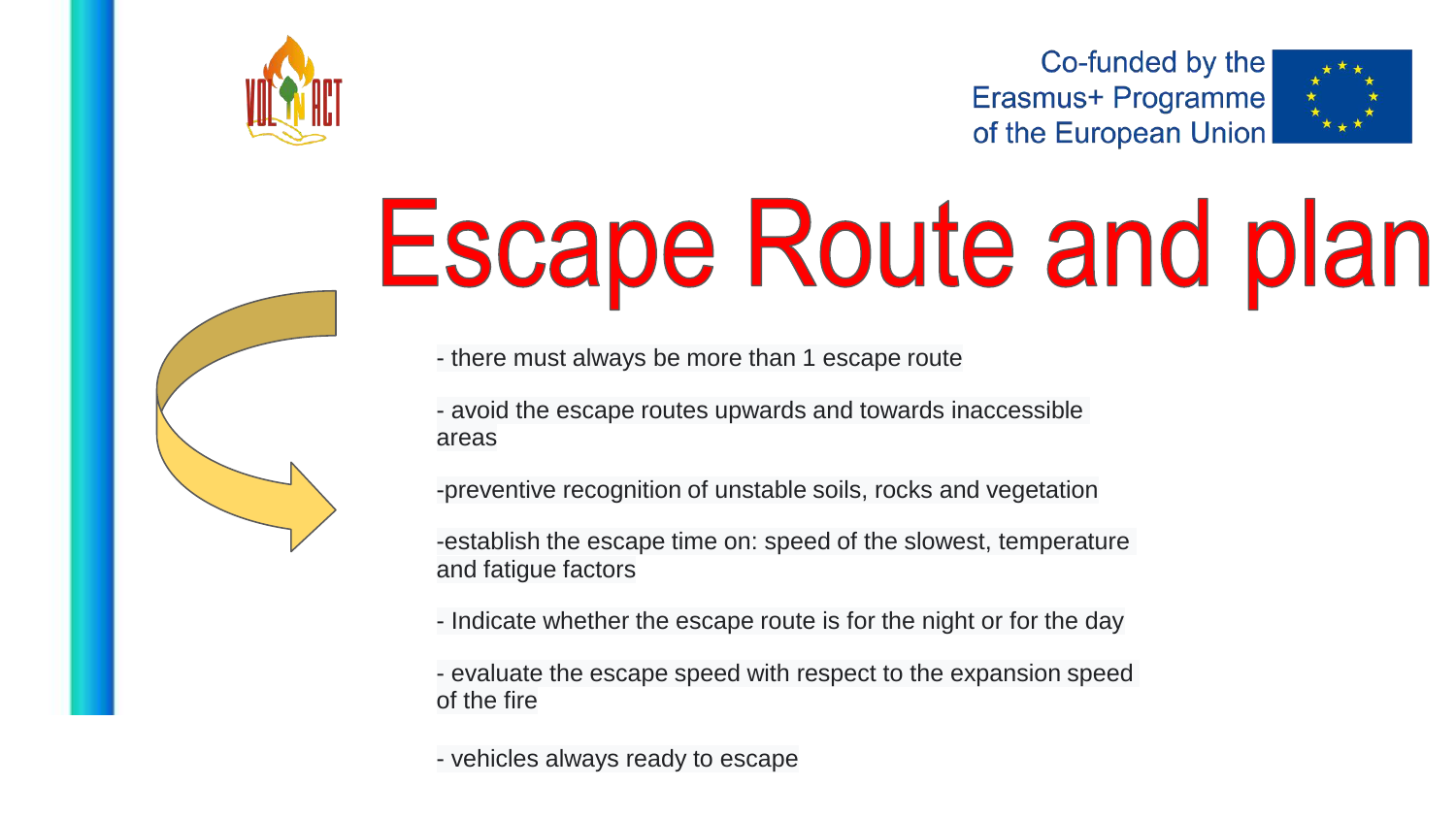# Escape Route and plan

- there must always be more than 1 escape route
- avoid the escape routes upwards and towards inaccessible areas
- preventive recognition of unstable soils, rocks and vegetation
- establish the escape time on: speed of the slowest, temperature and fatigue factors
- Indicate whether the escape route is for the night or for the day
- evaluate the escape speed with respect to the expansion speed of the fire
- vehicles always ready to escape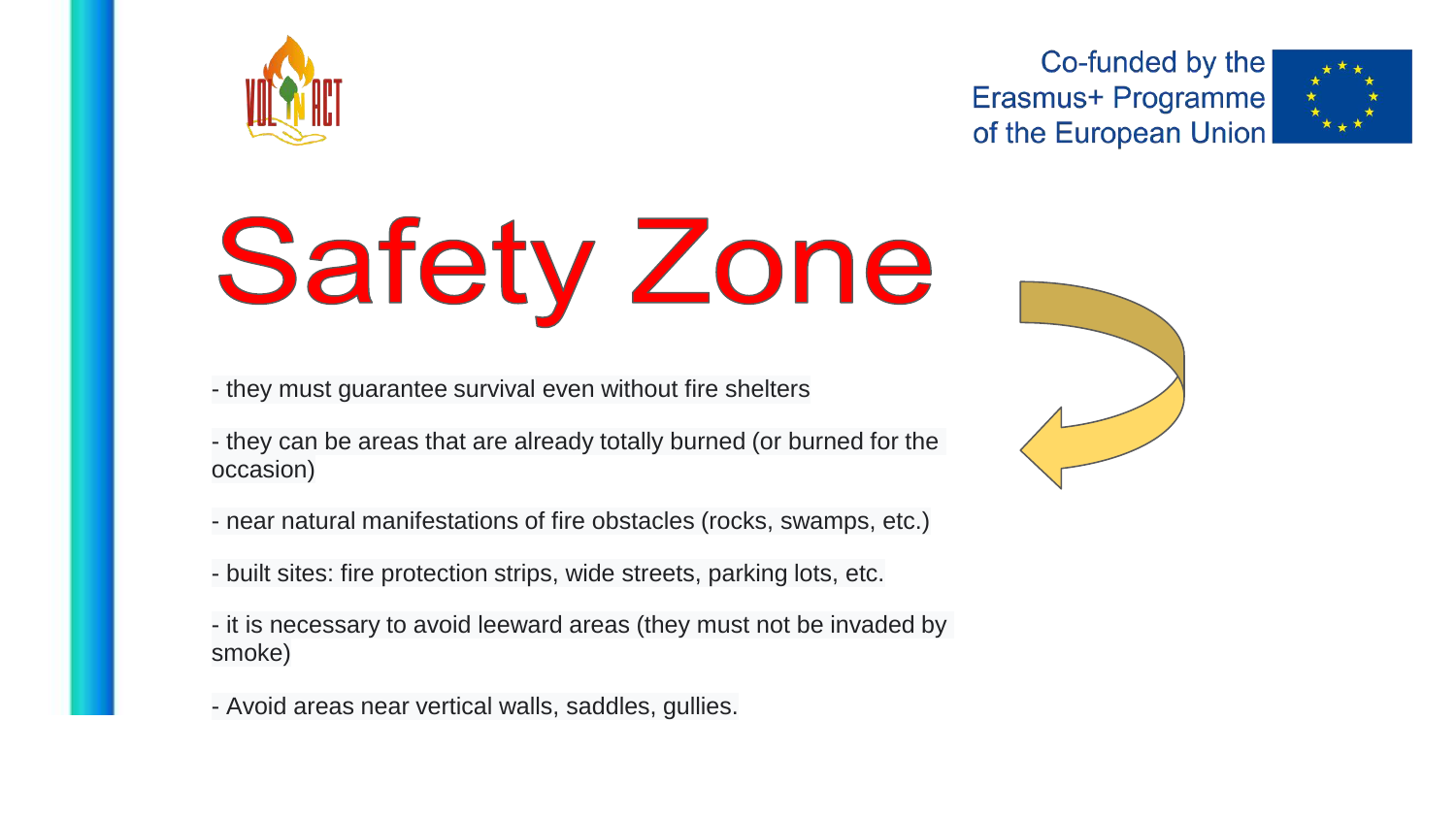# Safety Zone

- they must guarantee survival even without fire shelters
- they can be areas that are already totally burned (or burned for the occasion)
- near natural manifestations of fire obstacles (rocks, swamps, etc.)
- built sites: fire protection strips, wide streets, parking lots, etc.
- it is necessary to avoid leeward areas (they must not be invaded by smoke)
- Avoid areas near vertical walls, saddles, gullies.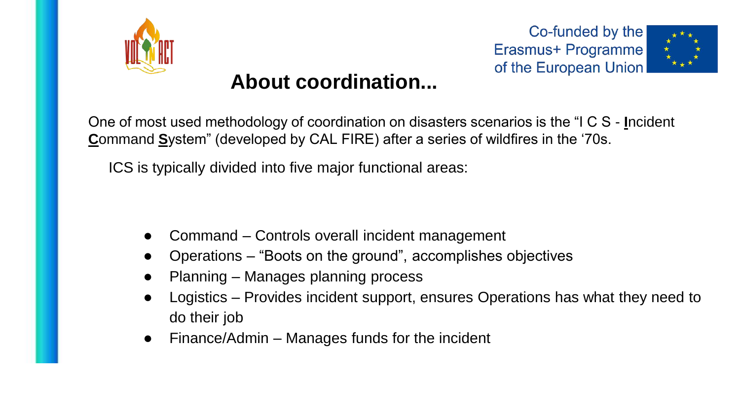# About coordination...

One of most used methodology of coordination on disasters scenarios is the "I C S - **Incident Command System**" (developed by CAL FIRE) after a series of wildfires in the '70s.

ICS is typically divided into five major functional areas:

- Command – Controls overall incident management
- Operations – "Boots on the ground", accomplishes objectives
- Planning – Manages planning process
- Logistics – Provides incident support, ensures Operations has what they need to do their job
- Finance/Admin – Manages funds for the incident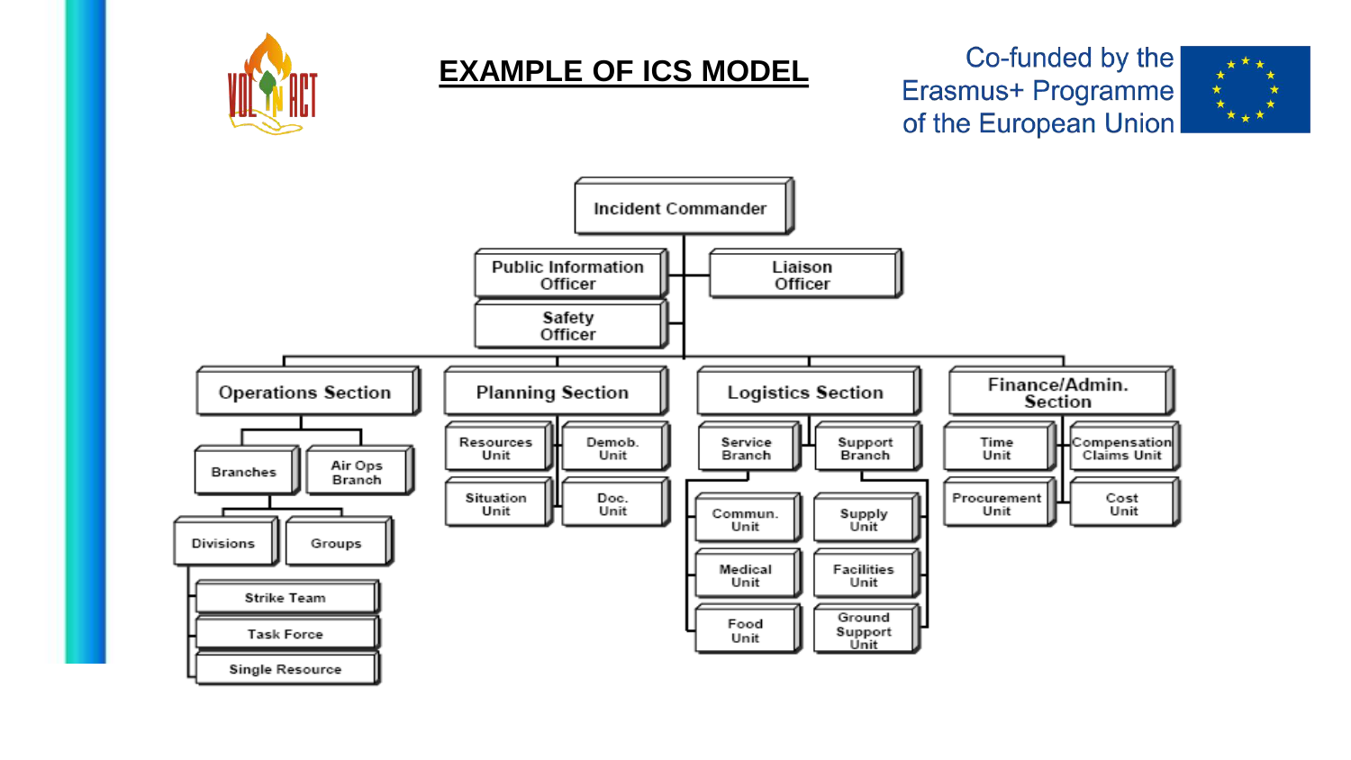# EXAMPLE OF ICS MODEL

Co-funded by the Erasmus+ Programme of the European Union

- Incident Commander
  - Public Information Officer
  - Liaison Officer
  - Safety Officer
  - Operations Section
    - Branches
    - Air Ops Branch
    - Divisions
    - Groups
      - Strike Team
      - Task Force
      - Single Resource
  - Planning Section
    - Resources Unit
    - Demob. Unit
    - Situation Unit
    - Doc. Unit
  - Logistics Section
    - Service Branch
      - Commun. Unit
      - Medical Unit
      - Food Unit
    - Support Branch
      - Supply Unit
      - Facilities Unit
      - Ground Support Unit
  - Finance/Admin. Section
    - Time Unit
    - Compensation Claims Unit
    - Procurement Unit
    - Cost Unit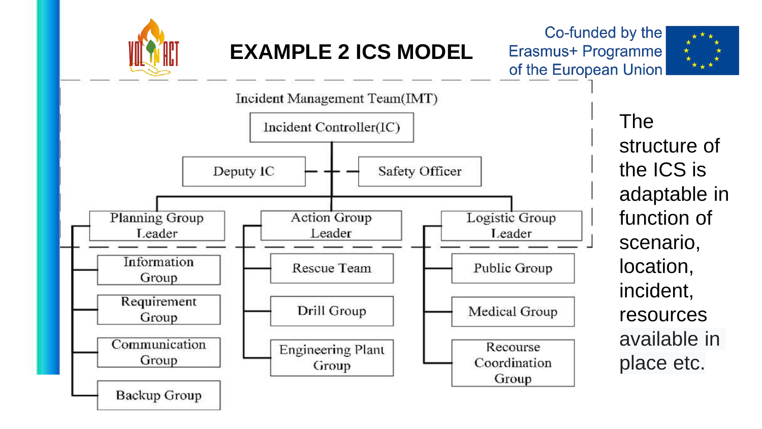# EXAMPLE 2 ICS MODEL

Co-funded by the Erasmus+ Programme of the European Union

Incident Management Team(IMT)

- Incident Controller(IC)
  - Deputy IC
  - Safety Officer
  - Planning Group Leader
    - Information Group
    - Requirement Group
    - Communication Group
    - Backup Group
  - Action Group Leader
    - Rescue Team
    - Drill Group
    - Engineering Plant Group
  - Logistic Group Leader
    - Public Group
    - Medical Group
    - Recourse Coordination Group

The structure of the ICS is adaptable in function of scenario, location, incident, resources available in place etc.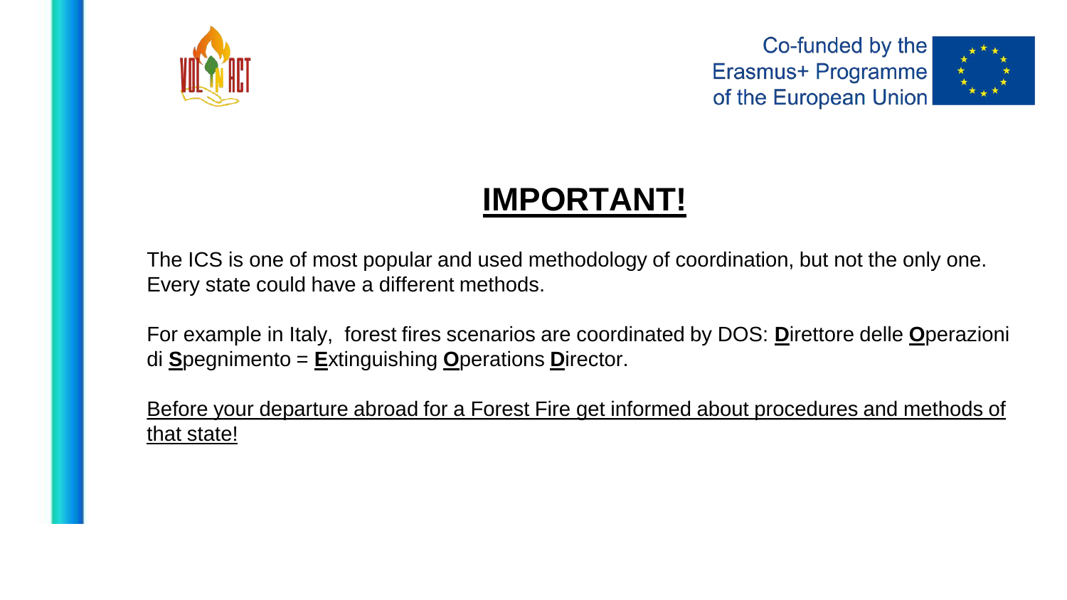# **IMPORTANT!**

The ICS is one of most popular and used methodology of coordination, but not the only one. Every state could have a different methods.

For example in Italy, forest fires scenarios are coordinated by DOS: **D**irettore delle **O**perazioni di **S**pegnimento = **E**xtinguishing **O**perations **D**irector.

Before your departure abroad for a Forest Fire get informed about procedures and methods of that state!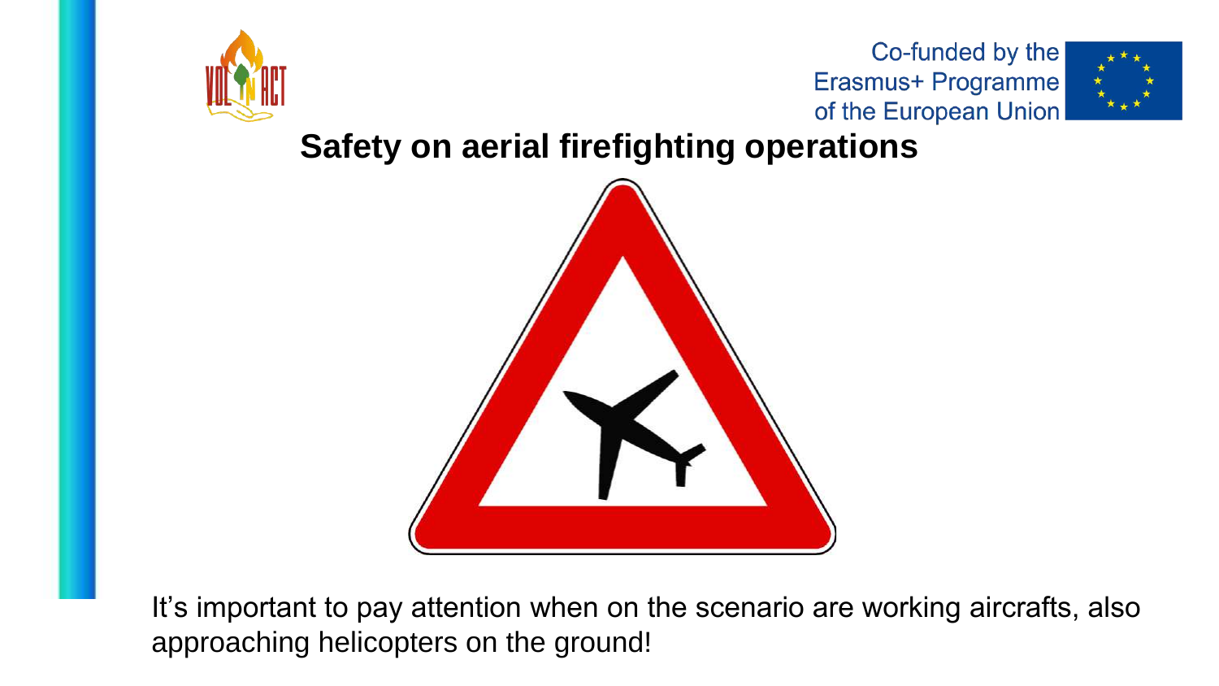## Safety on aerial firefighting operations

It's important to pay attention when on the scenario are working aircrafts, also approaching helicopters on the ground!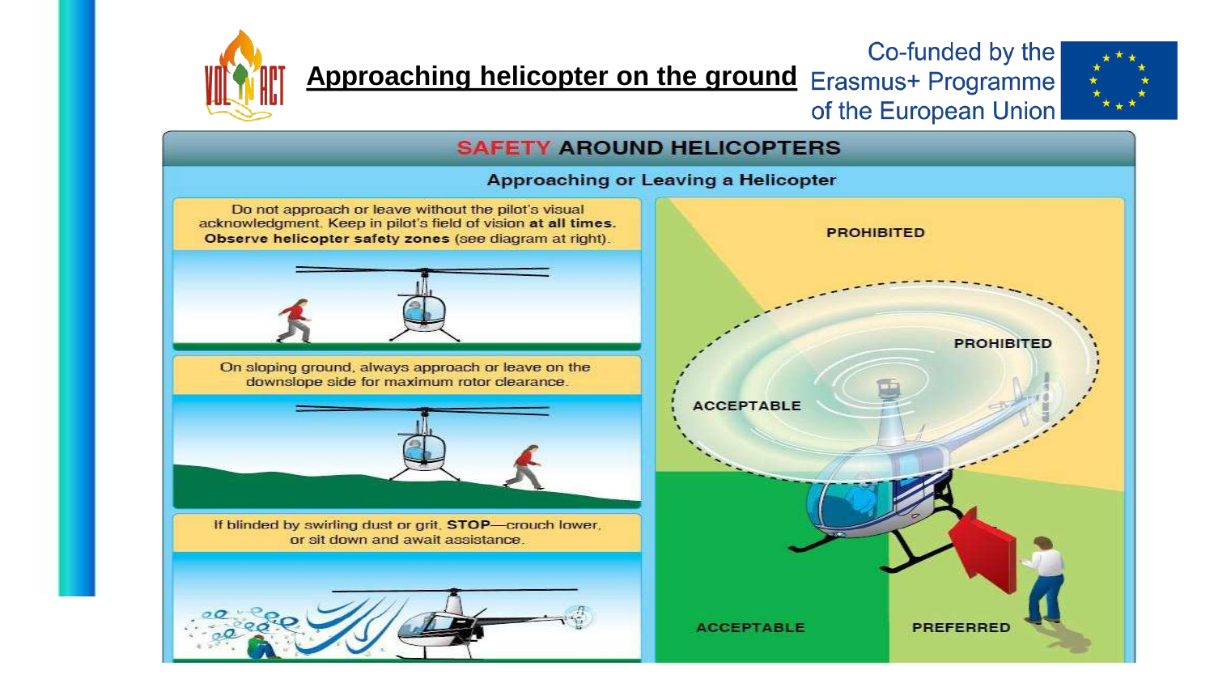# Approaching helicopter on the ground

Co-funded by the Erasmus+ Programme of the European Union

## SAFETY AROUND HELICOPTERS

### Approaching or Leaving a Helicopter

Do not approach or leave without the pilot's visual acknowledgment. Keep in pilot's field of vision **at all times. Observe helicopter safety zones** (see diagram at right).

On sloping ground, always approach or leave on the downslope side for maximum rotor clearance.

If blinded by swirling dust or grit, **STOP**—crouch lower, or sit down and await assistance.

PROHIBITED

PROHIBITED

ACCEPTABLE

ACCEPTABLE

PREFERRED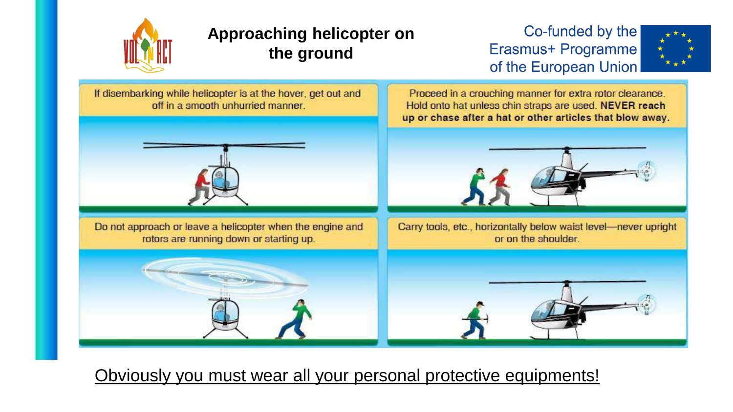# Approaching helicopter on the ground

Co-funded by the Erasmus+ Programme of the European Union

If disembarking while helicopter is at the hover, get out and off in a smooth unhurried manner.

Proceed in a crouching manner for extra rotor clearance. Hold onto hat unless chin straps are used. **NEVER reach up or chase after a hat or other articles that blow away.**

Do not approach or leave a helicopter when the engine and rotors are running down or starting up.

Carry tools, etc., horizontally below waist level—never upright or on the shoulder.

Obviously you must wear all your personal protective equipments!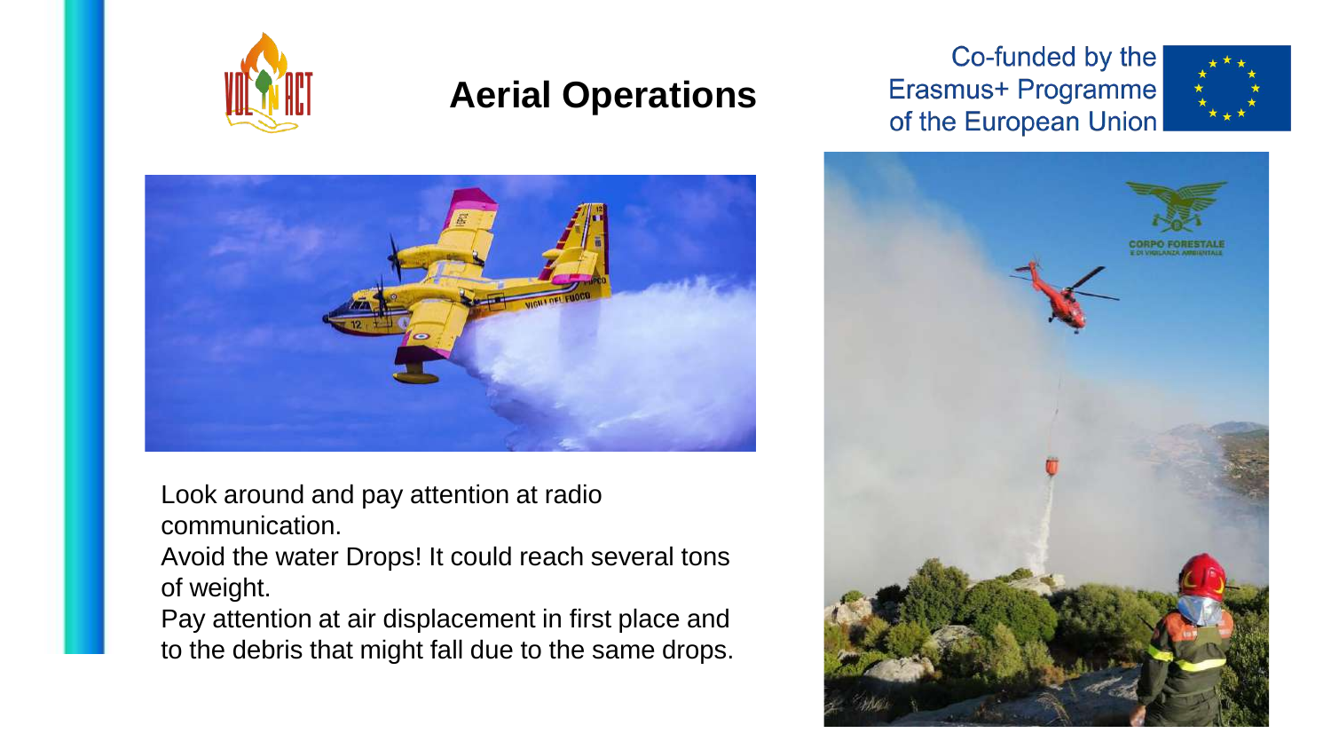# Aerial Operations

Co-funded by the Erasmus+ Programme of the European Union

Look around and pay attention at radio communication.
Avoid the water Drops! It could reach several tons of weight.
Pay attention at air displacement in first place and to the debris that might fall due to the same drops.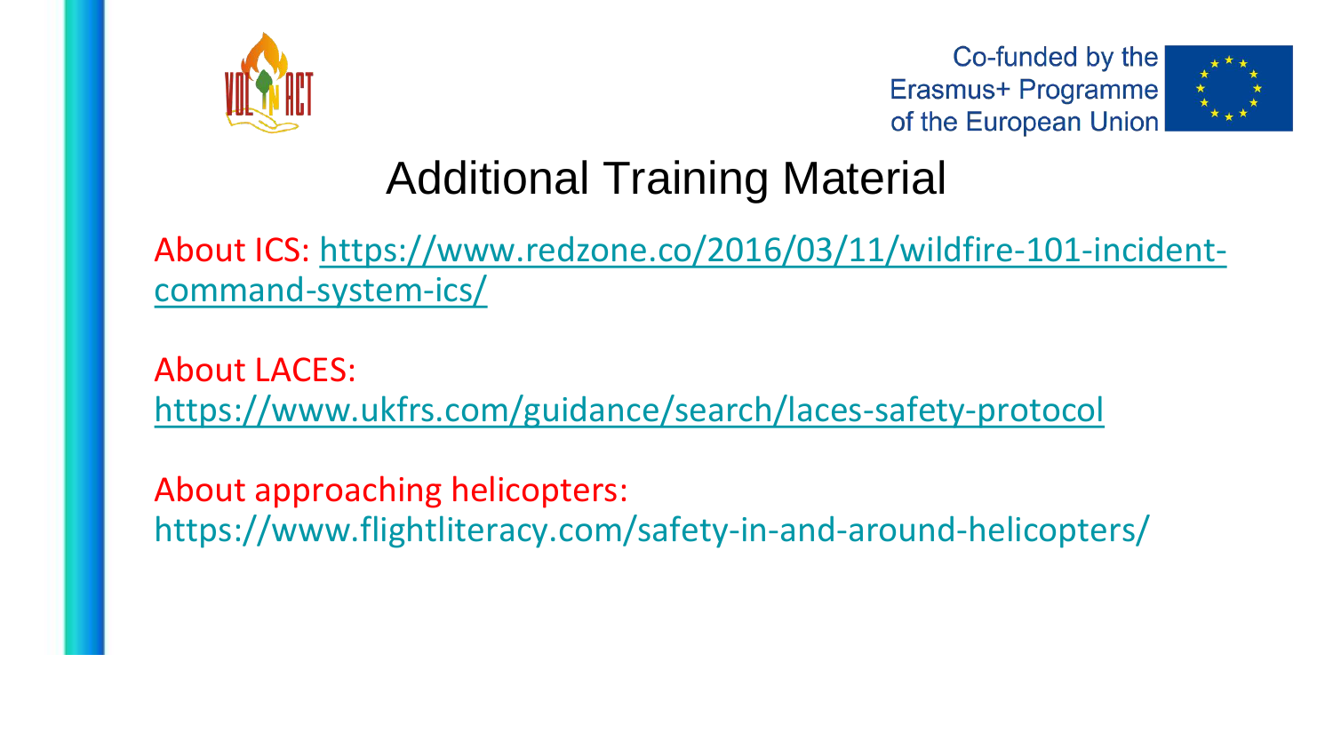# Additional Training Material

About ICS: https://www.redzone.co/2016/03/11/wildfire-101-incident-command-system-ics/

About LACES:
https://www.ukfrs.com/guidance/search/laces-safety-protocol

About approaching helicopters:
https://www.flightliteracy.com/safety-in-and-around-helicopters/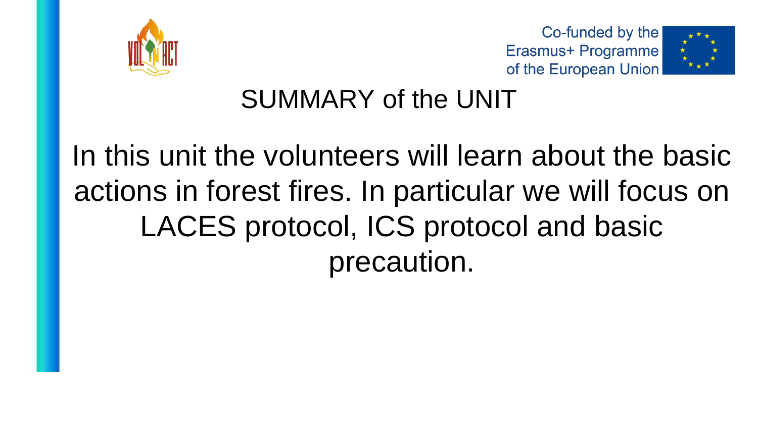# SUMMARY of the UNIT

In this unit the volunteers will learn about the basic actions in forest fires. In particular we will focus on LACES protocol, ICS protocol and basic precaution.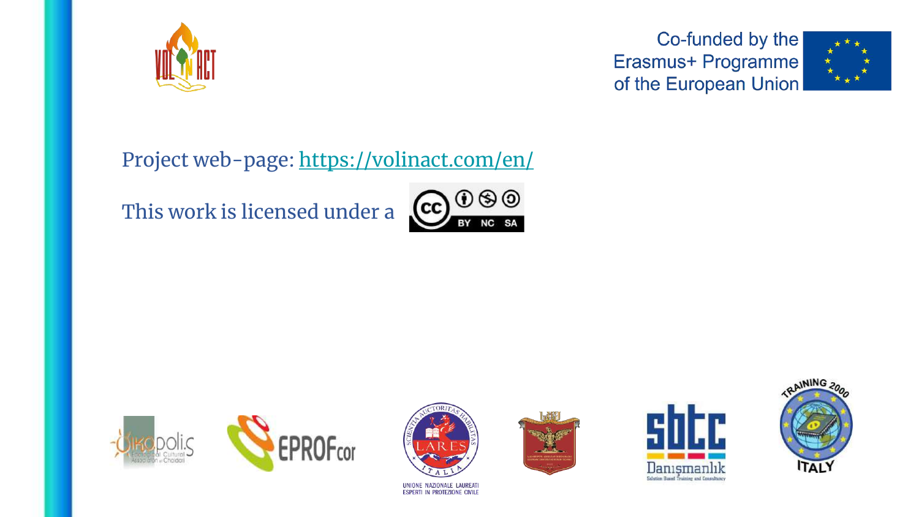Co-funded by the Erasmus+ Programme of the European Union

Project web-page: https://volinact.com/en/

This work is licensed under a